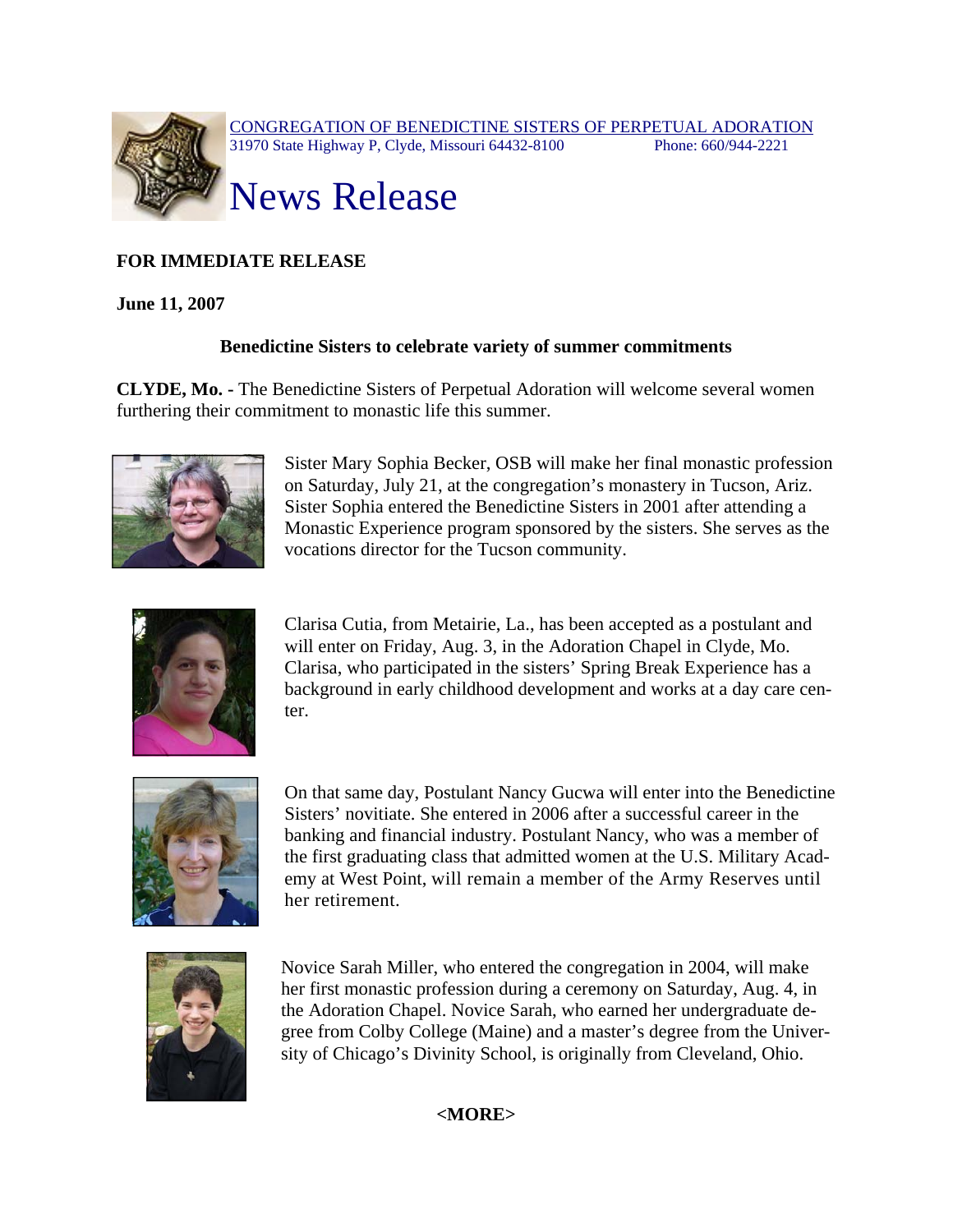CONGREGATION OF BENEDICTINE SISTERS OF PERPETUAL ADORATION
31970 State Highway P, Clyde, Missouri 64432-8100 Phone: 660/944-2221

# News Release

**FOR IMMEDIATE RELEASE**

**June 11, 2007**

**Benedictine Sisters to celebrate variety of summer commitments**

**CLYDE, Mo. -** The Benedictine Sisters of Perpetual Adoration will welcome several women furthering their commitment to monastic life this summer.

Sister Mary Sophia Becker, OSB will make her final monastic profession on Saturday, July 21, at the congregation's monastery in Tucson, Ariz. Sister Sophia entered the Benedictine Sisters in 2001 after attending a Monastic Experience program sponsored by the sisters. She serves as the vocations director for the Tucson community.

Clarisa Cutia, from Metairie, La., has been accepted as a postulant and will enter on Friday, Aug. 3, in the Adoration Chapel in Clyde, Mo. Clarisa, who participated in the sisters' Spring Break Experience has a background in early childhood development and works at a day care center.

On that same day, Postulant Nancy Gucwa will enter into the Benedictine Sisters' novitiate. She entered in 2006 after a successful career in the banking and financial industry. Postulant Nancy, who was a member of the first graduating class that admitted women at the U.S. Military Academy at West Point, will remain a member of the Army Reserves until her retirement.

Novice Sarah Miller, who entered the congregation in 2004, will make her first monastic profession during a ceremony on Saturday, Aug. 4, in the Adoration Chapel. Novice Sarah, who earned her undergraduate degree from Colby College (Maine) and a master's degree from the University of Chicago's Divinity School, is originally from Cleveland, Ohio.

**<MORE>**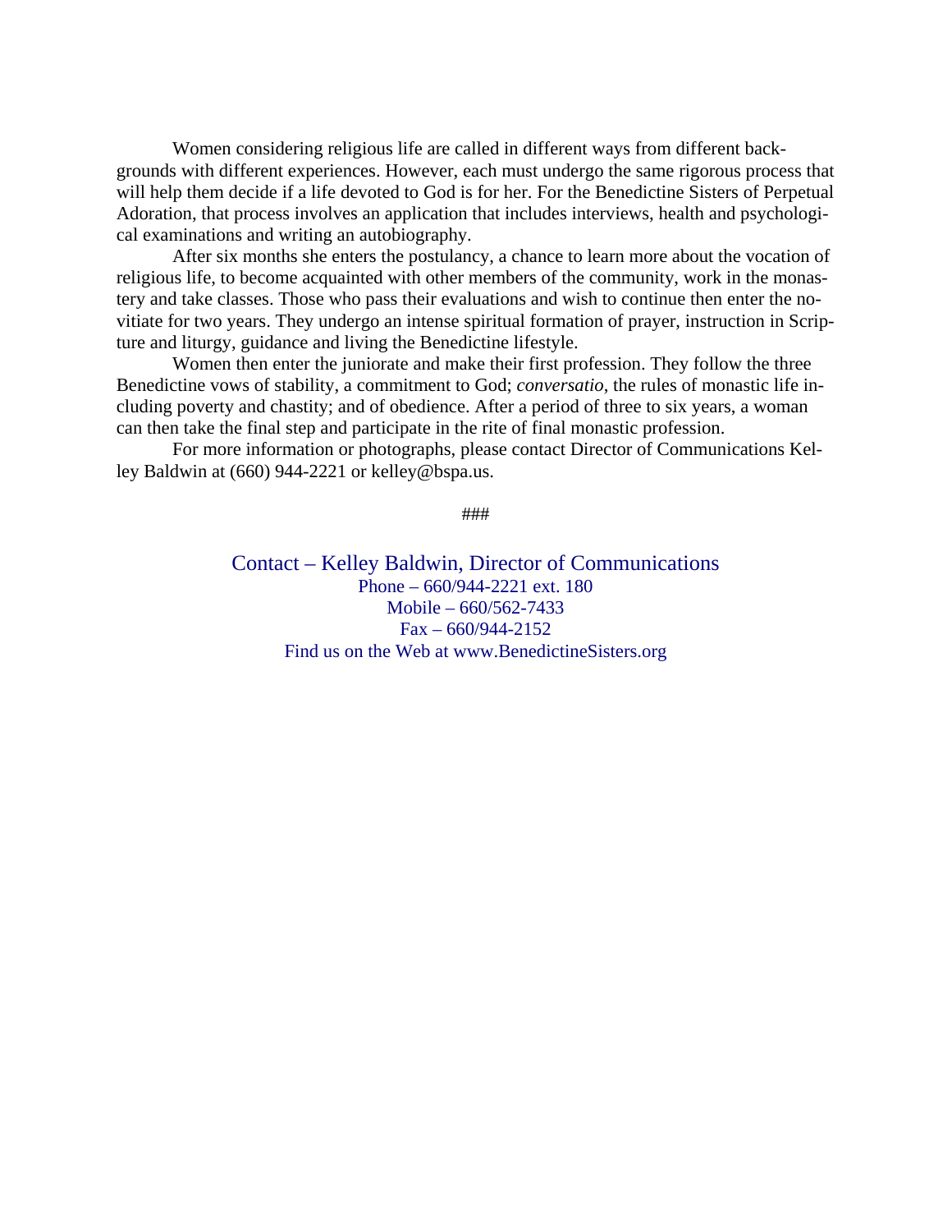Women considering religious life are called in different ways from different backgrounds with different experiences. However, each must undergo the same rigorous process that will help them decide if a life devoted to God is for her. For the Benedictine Sisters of Perpetual Adoration, that process involves an application that includes interviews, health and psychological examinations and writing an autobiography.

After six months she enters the postulancy, a chance to learn more about the vocation of religious life, to become acquainted with other members of the community, work in the monastery and take classes. Those who pass their evaluations and wish to continue then enter the novitiate for two years. They undergo an intense spiritual formation of prayer, instruction in Scripture and liturgy, guidance and living the Benedictine lifestyle.

Women then enter the juniorate and make their first profession. They follow the three Benedictine vows of stability, a commitment to God; *conversatio*, the rules of monastic life including poverty and chastity; and of obedience. After a period of three to six years, a woman can then take the final step and participate in the rite of final monastic profession.

For more information or photographs, please contact Director of Communications Kelley Baldwin at (660) 944-2221 or kelley@bspa.us.

###

Contact – Kelley Baldwin, Director of Communications
Phone – 660/944-2221 ext. 180
Mobile – 660/562-7433
Fax – 660/944-2152
Find us on the Web at www.BenedictineSisters.org